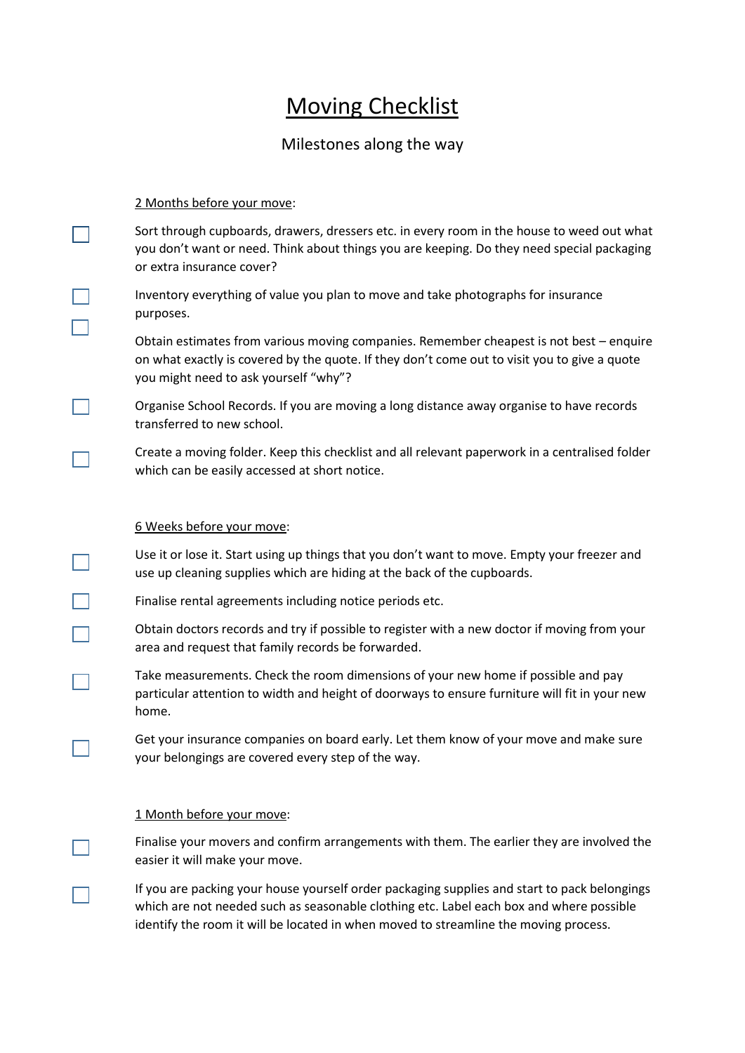# Moving Checklist

Milestones along the way

2 Months before your move:

- [ ] Sort through cupboards, drawers, dressers etc. in every room in the house to weed out what you don't want or need. Think about things you are keeping. Do they need special packaging or extra insurance cover?
- [ ] Inventory everything of value you plan to move and take photographs for insurance purposes.
- [ ] Obtain estimates from various moving companies. Remember cheapest is not best – enquire on what exactly is covered by the quote. If they don't come out to visit you to give a quote you might need to ask yourself "why"?
- [ ] Organise School Records. If you are moving a long distance away organise to have records transferred to new school.
- [ ] Create a moving folder. Keep this checklist and all relevant paperwork in a centralised folder which can be easily accessed at short notice.

6 Weeks before your move:

- [ ] Use it or lose it. Start using up things that you don't want to move. Empty your freezer and use up cleaning supplies which are hiding at the back of the cupboards.
- [ ] Finalise rental agreements including notice periods etc.
- [ ] Obtain doctors records and try if possible to register with a new doctor if moving from your area and request that family records be forwarded.
- [ ] Take measurements. Check the room dimensions of your new home if possible and pay particular attention to width and height of doorways to ensure furniture will fit in your new home.
- [ ] Get your insurance companies on board early. Let them know of your move and make sure your belongings are covered every step of the way.

1 Month before your move:

- [ ] Finalise your movers and confirm arrangements with them. The earlier they are involved the easier it will make your move.
- [ ] If you are packing your house yourself order packaging supplies and start to pack belongings which are not needed such as seasonable clothing etc. Label each box and where possible identify the room it will be located in when moved to streamline the moving process.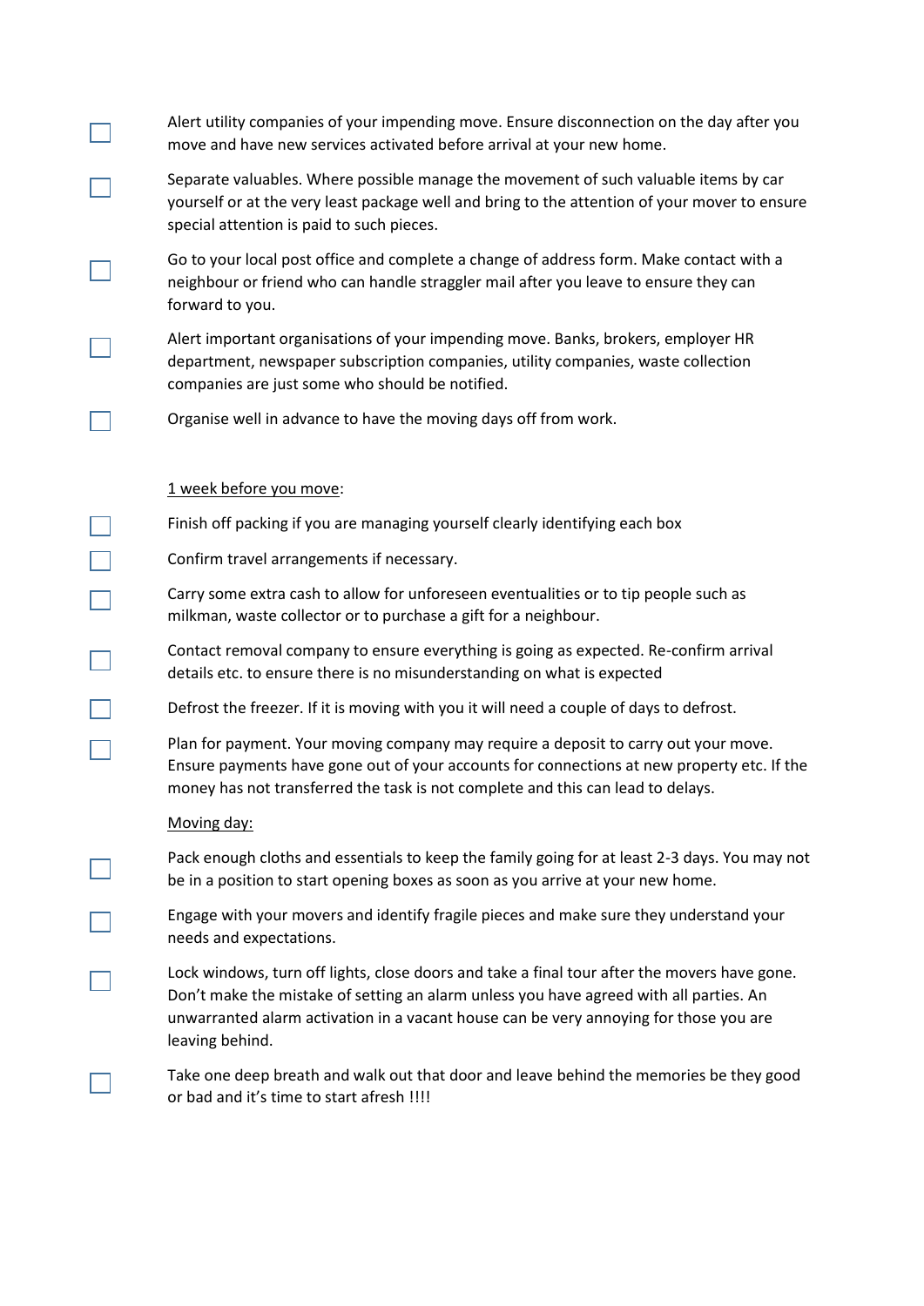- [ ] Alert utility companies of your impending move. Ensure disconnection on the day after you move and have new services activated before arrival at your new home.
- [ ] Separate valuables. Where possible manage the movement of such valuable items by car yourself or at the very least package well and bring to the attention of your mover to ensure special attention is paid to such pieces.
- [ ] Go to your local post office and complete a change of address form. Make contact with a neighbour or friend who can handle straggler mail after you leave to ensure they can forward to you.
- [ ] Alert important organisations of your impending move. Banks, brokers, employer HR department, newspaper subscription companies, utility companies, waste collection companies are just some who should be notified.
- [ ] Organise well in advance to have the moving days off from work.

<u>1 week before you move</u>:

- [ ] Finish off packing if you are managing yourself clearly identifying each box
- [ ] Confirm travel arrangements if necessary.
- [ ] Carry some extra cash to allow for unforeseen eventualities or to tip people such as milkman, waste collector or to purchase a gift for a neighbour.
- [ ] Contact removal company to ensure everything is going as expected. Re-confirm arrival details etc. to ensure there is no misunderstanding on what is expected
- [ ] Defrost the freezer. If it is moving with you it will need a couple of days to defrost.
- [ ] Plan for payment. Your moving company may require a deposit to carry out your move. Ensure payments have gone out of your accounts for connections at new property etc. If the money has not transferred the task is not complete and this can lead to delays.

<u>Moving day:</u>

- [ ] Pack enough cloths and essentials to keep the family going for at least 2-3 days. You may not be in a position to start opening boxes as soon as you arrive at your new home.
- [ ] Engage with your movers and identify fragile pieces and make sure they understand your needs and expectations.
- [ ] Lock windows, turn off lights, close doors and take a final tour after the movers have gone. Don't make the mistake of setting an alarm unless you have agreed with all parties. An unwarranted alarm activation in a vacant house can be very annoying for those you are leaving behind.
- [ ] Take one deep breath and walk out that door and leave behind the memories be they good or bad and it's time to start afresh !!!!